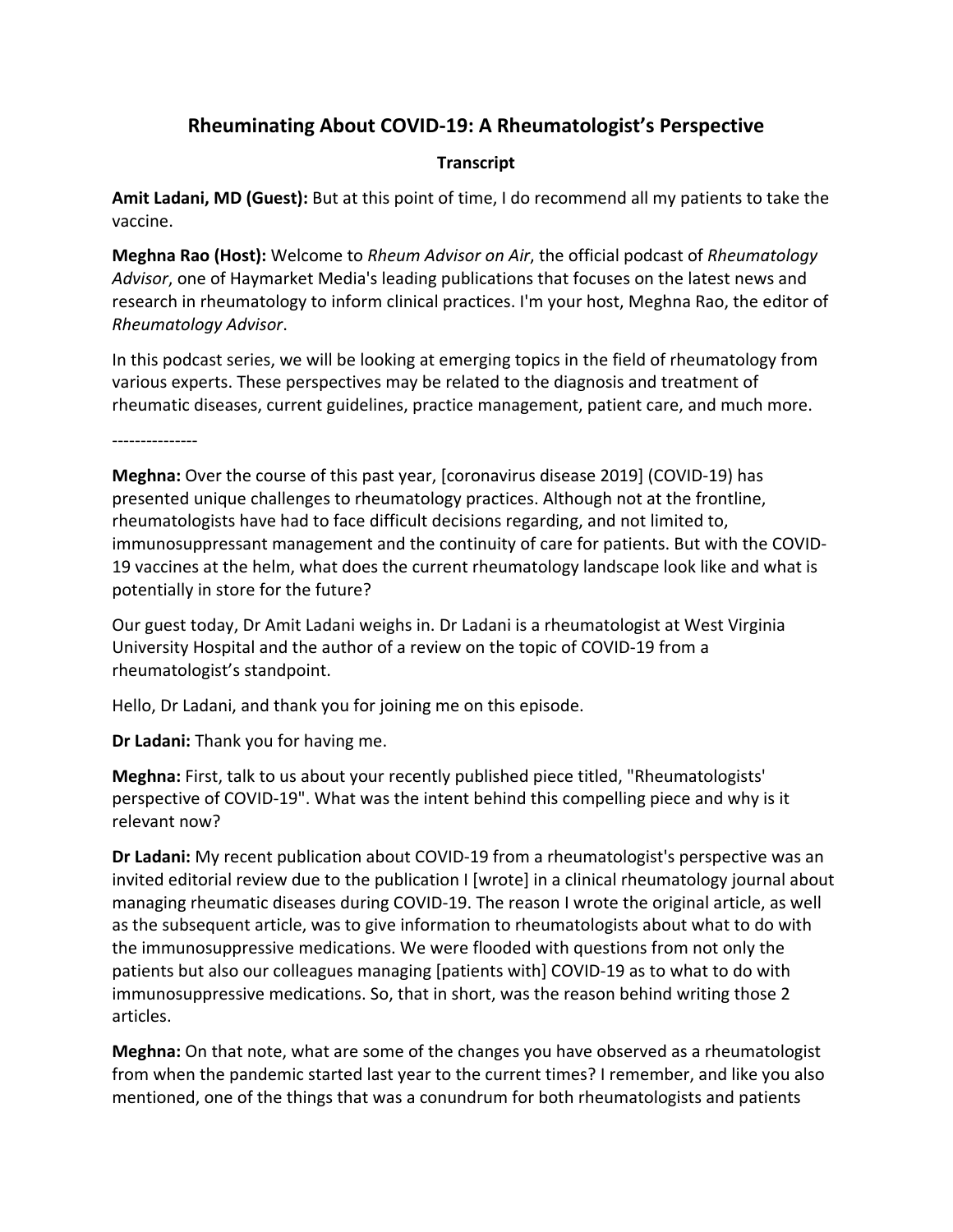# Rheuminating About COVID-19: A Rheumatologist's Perspective

**Transcript**

**Amit Ladani, MD (Guest):** But at this point of time, I do recommend all my patients to take the vaccine.

**Meghna Rao (Host):** Welcome to *Rheum Advisor on Air*, the official podcast of *Rheumatology Advisor*, one of Haymarket Media's leading publications that focuses on the latest news and research in rheumatology to inform clinical practices. I'm your host, Meghna Rao, the editor of *Rheumatology Advisor*.

In this podcast series, we will be looking at emerging topics in the field of rheumatology from various experts. These perspectives may be related to the diagnosis and treatment of rheumatic diseases, current guidelines, practice management, patient care, and much more.

---------------

**Meghna:** Over the course of this past year, [coronavirus disease 2019] (COVID-19) has presented unique challenges to rheumatology practices. Although not at the frontline, rheumatologists have had to face difficult decisions regarding, and not limited to, immunosuppressant management and the continuity of care for patients. But with the COVID-19 vaccines at the helm, what does the current rheumatology landscape look like and what is potentially in store for the future?

Our guest today, Dr Amit Ladani weighs in. Dr Ladani is a rheumatologist at West Virginia University Hospital and the author of a review on the topic of COVID-19 from a rheumatologist's standpoint.

Hello, Dr Ladani, and thank you for joining me on this episode.

**Dr Ladani:** Thank you for having me.

**Meghna:** First, talk to us about your recently published piece titled, "Rheumatologists' perspective of COVID-19". What was the intent behind this compelling piece and why is it relevant now?

**Dr Ladani:** My recent publication about COVID-19 from a rheumatologist's perspective was an invited editorial review due to the publication I [wrote] in a clinical rheumatology journal about managing rheumatic diseases during COVID-19. The reason I wrote the original article, as well as the subsequent article, was to give information to rheumatologists about what to do with the immunosuppressive medications. We were flooded with questions from not only the patients but also our colleagues managing [patients with] COVID-19 as to what to do with immunosuppressive medications. So, that in short, was the reason behind writing those 2 articles.

**Meghna:** On that note, what are some of the changes you have observed as a rheumatologist from when the pandemic started last year to the current times? I remember, and like you also mentioned, one of the things that was a conundrum for both rheumatologists and patients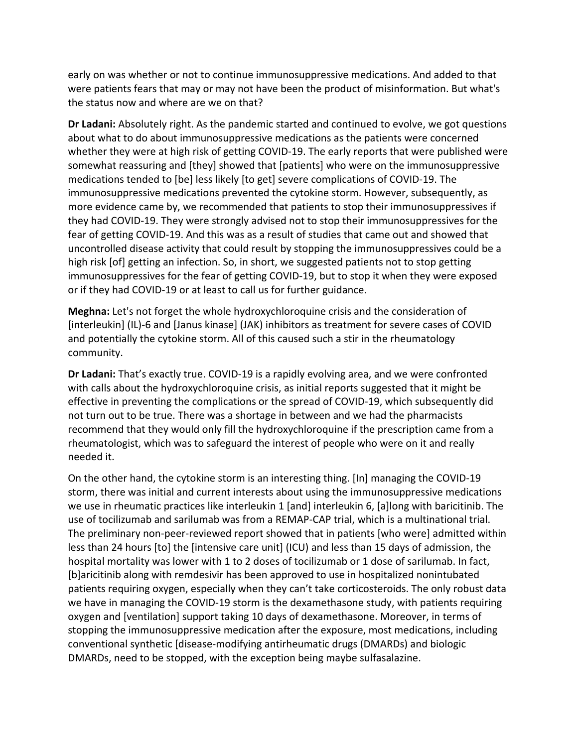early on was whether or not to continue immunosuppressive medications. And added to that were patients fears that may or may not have been the product of misinformation. But what's the status now and where are we on that?

**Dr Ladani:** Absolutely right. As the pandemic started and continued to evolve, we got questions about what to do about immunosuppressive medications as the patients were concerned whether they were at high risk of getting COVID-19. The early reports that were published were somewhat reassuring and [they] showed that [patients] who were on the immunosuppressive medications tended to [be] less likely [to get] severe complications of COVID-19. The immunosuppressive medications prevented the cytokine storm. However, subsequently, as more evidence came by, we recommended that patients to stop their immunosuppressives if they had COVID-19. They were strongly advised not to stop their immunosuppressives for the fear of getting COVID-19. And this was as a result of studies that came out and showed that uncontrolled disease activity that could result by stopping the immunosuppressives could be a high risk [of] getting an infection. So, in short, we suggested patients not to stop getting immunosuppressives for the fear of getting COVID-19, but to stop it when they were exposed or if they had COVID-19 or at least to call us for further guidance.

**Meghna:** Let's not forget the whole hydroxychloroquine crisis and the consideration of [interleukin] (IL)-6 and [Janus kinase] (JAK) inhibitors as treatment for severe cases of COVID and potentially the cytokine storm. All of this caused such a stir in the rheumatology community.

**Dr Ladani:** That's exactly true. COVID-19 is a rapidly evolving area, and we were confronted with calls about the hydroxychloroquine crisis, as initial reports suggested that it might be effective in preventing the complications or the spread of COVID-19, which subsequently did not turn out to be true. There was a shortage in between and we had the pharmacists recommend that they would only fill the hydroxychloroquine if the prescription came from a rheumatologist, which was to safeguard the interest of people who were on it and really needed it.

On the other hand, the cytokine storm is an interesting thing. [In] managing the COVID-19 storm, there was initial and current interests about using the immunosuppressive medications we use in rheumatic practices like interleukin 1 [and] interleukin 6, [a]long with baricitinib. The use of tocilizumab and sarilumab was from a REMAP-CAP trial, which is a multinational trial. The preliminary non-peer-reviewed report showed that in patients [who were] admitted within less than 24 hours [to] the [intensive care unit] (ICU) and less than 15 days of admission, the hospital mortality was lower with 1 to 2 doses of tocilizumab or 1 dose of sarilumab. In fact, [b]aricitinib along with remdesivir has been approved to use in hospitalized nonintubated patients requiring oxygen, especially when they can't take corticosteroids. The only robust data we have in managing the COVID-19 storm is the dexamethasone study, with patients requiring oxygen and [ventilation] support taking 10 days of dexamethasone. Moreover, in terms of stopping the immunosuppressive medication after the exposure, most medications, including conventional synthetic [disease-modifying antirheumatic drugs (DMARDs) and biologic DMARDs, need to be stopped, with the exception being maybe sulfasalazine.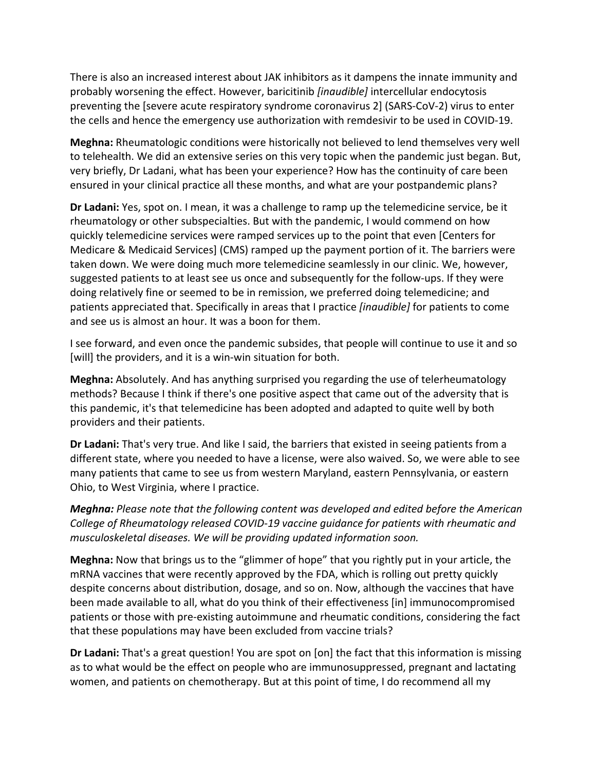There is also an increased interest about JAK inhibitors as it dampens the innate immunity and probably worsening the effect. However, baricitinib *[inaudible]* intercellular endocytosis preventing the [severe acute respiratory syndrome coronavirus 2] (SARS-CoV-2) virus to enter the cells and hence the emergency use authorization with remdesivir to be used in COVID-19.

**Meghna:** Rheumatologic conditions were historically not believed to lend themselves very well to telehealth. We did an extensive series on this very topic when the pandemic just began. But, very briefly, Dr Ladani, what has been your experience? How has the continuity of care been ensured in your clinical practice all these months, and what are your postpandemic plans?

**Dr Ladani:** Yes, spot on. I mean, it was a challenge to ramp up the telemedicine service, be it rheumatology or other subspecialties. But with the pandemic, I would commend on how quickly telemedicine services were ramped services up to the point that even [Centers for Medicare & Medicaid Services] (CMS) ramped up the payment portion of it. The barriers were taken down. We were doing much more telemedicine seamlessly in our clinic. We, however, suggested patients to at least see us once and subsequently for the follow-ups. If they were doing relatively fine or seemed to be in remission, we preferred doing telemedicine; and patients appreciated that. Specifically in areas that I practice *[inaudible]* for patients to come and see us is almost an hour. It was a boon for them.

I see forward, and even once the pandemic subsides, that people will continue to use it and so [will] the providers, and it is a win-win situation for both.

**Meghna:** Absolutely. And has anything surprised you regarding the use of telerheumatology methods? Because I think if there's one positive aspect that came out of the adversity that is this pandemic, it's that telemedicine has been adopted and adapted to quite well by both providers and their patients.

**Dr Ladani:** That's very true. And like I said, the barriers that existed in seeing patients from a different state, where you needed to have a license, were also waived. So, we were able to see many patients that came to see us from western Maryland, eastern Pennsylvania, or eastern Ohio, to West Virginia, where I practice.

***Meghna:*** *Please note that the following content was developed and edited before the American College of Rheumatology released COVID-19 vaccine guidance for patients with rheumatic and musculoskeletal diseases. We will be providing updated information soon.*

**Meghna:** Now that brings us to the "glimmer of hope" that you rightly put in your article, the mRNA vaccines that were recently approved by the FDA, which is rolling out pretty quickly despite concerns about distribution, dosage, and so on. Now, although the vaccines that have been made available to all, what do you think of their effectiveness [in] immunocompromised patients or those with pre-existing autoimmune and rheumatic conditions, considering the fact that these populations may have been excluded from vaccine trials?

**Dr Ladani:** That's a great question! You are spot on [on] the fact that this information is missing as to what would be the effect on people who are immunosuppressed, pregnant and lactating women, and patients on chemotherapy. But at this point of time, I do recommend all my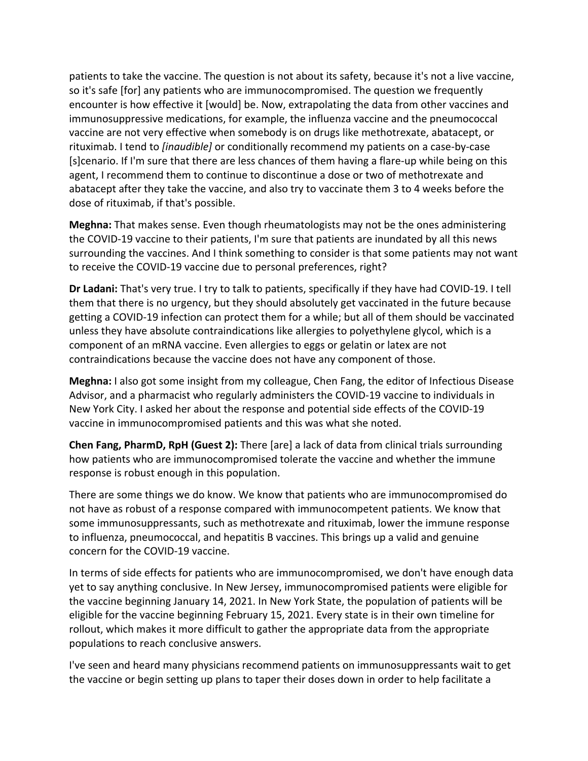patients to take the vaccine. The question is not about its safety, because it's not a live vaccine, so it's safe [for] any patients who are immunocompromised. The question we frequently encounter is how effective it [would] be. Now, extrapolating the data from other vaccines and immunosuppressive medications, for example, the influenza vaccine and the pneumococcal vaccine are not very effective when somebody is on drugs like methotrexate, abatacept, or rituximab. I tend to *[inaudible]* or conditionally recommend my patients on a case-by-case [s]cenario. If I'm sure that there are less chances of them having a flare-up while being on this agent, I recommend them to continue to discontinue a dose or two of methotrexate and abatacept after they take the vaccine, and also try to vaccinate them 3 to 4 weeks before the dose of rituximab, if that's possible.

**Meghna:** That makes sense. Even though rheumatologists may not be the ones administering the COVID-19 vaccine to their patients, I'm sure that patients are inundated by all this news surrounding the vaccines. And I think something to consider is that some patients may not want to receive the COVID-19 vaccine due to personal preferences, right?

**Dr Ladani:** That's very true. I try to talk to patients, specifically if they have had COVID-19. I tell them that there is no urgency, but they should absolutely get vaccinated in the future because getting a COVID-19 infection can protect them for a while; but all of them should be vaccinated unless they have absolute contraindications like allergies to polyethylene glycol, which is a component of an mRNA vaccine. Even allergies to eggs or gelatin or latex are not contraindications because the vaccine does not have any component of those.

**Meghna:** I also got some insight from my colleague, Chen Fang, the editor of Infectious Disease Advisor, and a pharmacist who regularly administers the COVID-19 vaccine to individuals in New York City. I asked her about the response and potential side effects of the COVID-19 vaccine in immunocompromised patients and this was what she noted.

**Chen Fang, PharmD, RpH (Guest 2):** There [are] a lack of data from clinical trials surrounding how patients who are immunocompromised tolerate the vaccine and whether the immune response is robust enough in this population.

There are some things we do know. We know that patients who are immunocompromised do not have as robust of a response compared with immunocompetent patients. We know that some immunosuppressants, such as methotrexate and rituximab, lower the immune response to influenza, pneumococcal, and hepatitis B vaccines. This brings up a valid and genuine concern for the COVID-19 vaccine.

In terms of side effects for patients who are immunocompromised, we don't have enough data yet to say anything conclusive. In New Jersey, immunocompromised patients were eligible for the vaccine beginning January 14, 2021. In New York State, the population of patients will be eligible for the vaccine beginning February 15, 2021. Every state is in their own timeline for rollout, which makes it more difficult to gather the appropriate data from the appropriate populations to reach conclusive answers.

I've seen and heard many physicians recommend patients on immunosuppressants wait to get the vaccine or begin setting up plans to taper their doses down in order to help facilitate a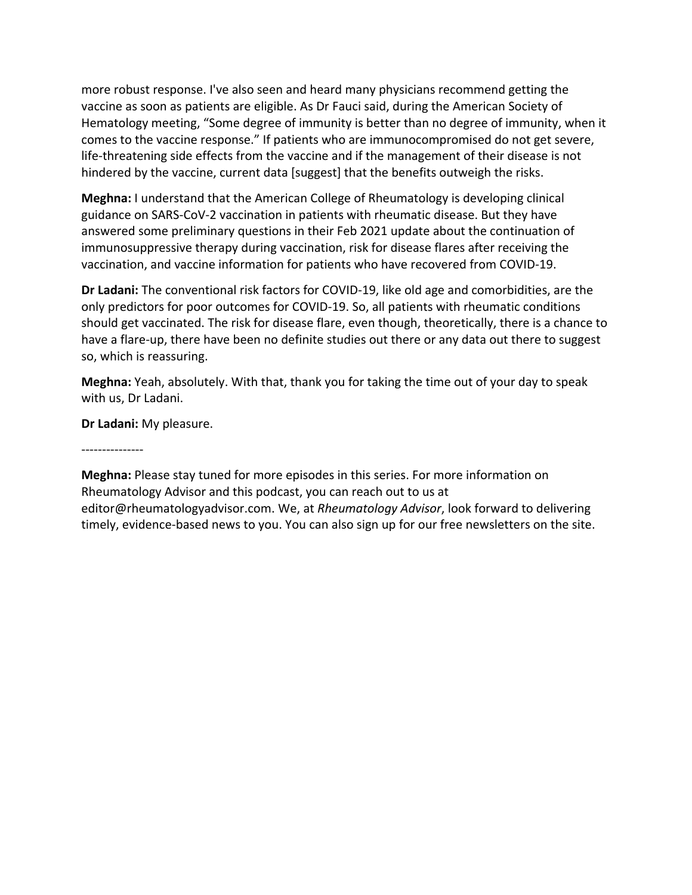more robust response. I've also seen and heard many physicians recommend getting the vaccine as soon as patients are eligible. As Dr Fauci said, during the American Society of Hematology meeting, “Some degree of immunity is better than no degree of immunity, when it comes to the vaccine response.” If patients who are immunocompromised do not get severe, life-threatening side effects from the vaccine and if the management of their disease is not hindered by the vaccine, current data [suggest] that the benefits outweigh the risks.

**Meghna:** I understand that the American College of Rheumatology is developing clinical guidance on SARS-CoV-2 vaccination in patients with rheumatic disease. But they have answered some preliminary questions in their Feb 2021 update about the continuation of immunosuppressive therapy during vaccination, risk for disease flares after receiving the vaccination, and vaccine information for patients who have recovered from COVID-19.

**Dr Ladani:** The conventional risk factors for COVID-19, like old age and comorbidities, are the only predictors for poor outcomes for COVID-19. So, all patients with rheumatic conditions should get vaccinated. The risk for disease flare, even though, theoretically, there is a chance to have a flare-up, there have been no definite studies out there or any data out there to suggest so, which is reassuring.

**Meghna:** Yeah, absolutely. With that, thank you for taking the time out of your day to speak with us, Dr Ladani.

**Dr Ladani:** My pleasure.

---------------

**Meghna:** Please stay tuned for more episodes in this series. For more information on Rheumatology Advisor and this podcast, you can reach out to us at editor@rheumatologyadvisor.com. We, at *Rheumatology Advisor*, look forward to delivering timely, evidence-based news to you. You can also sign up for our free newsletters on the site.